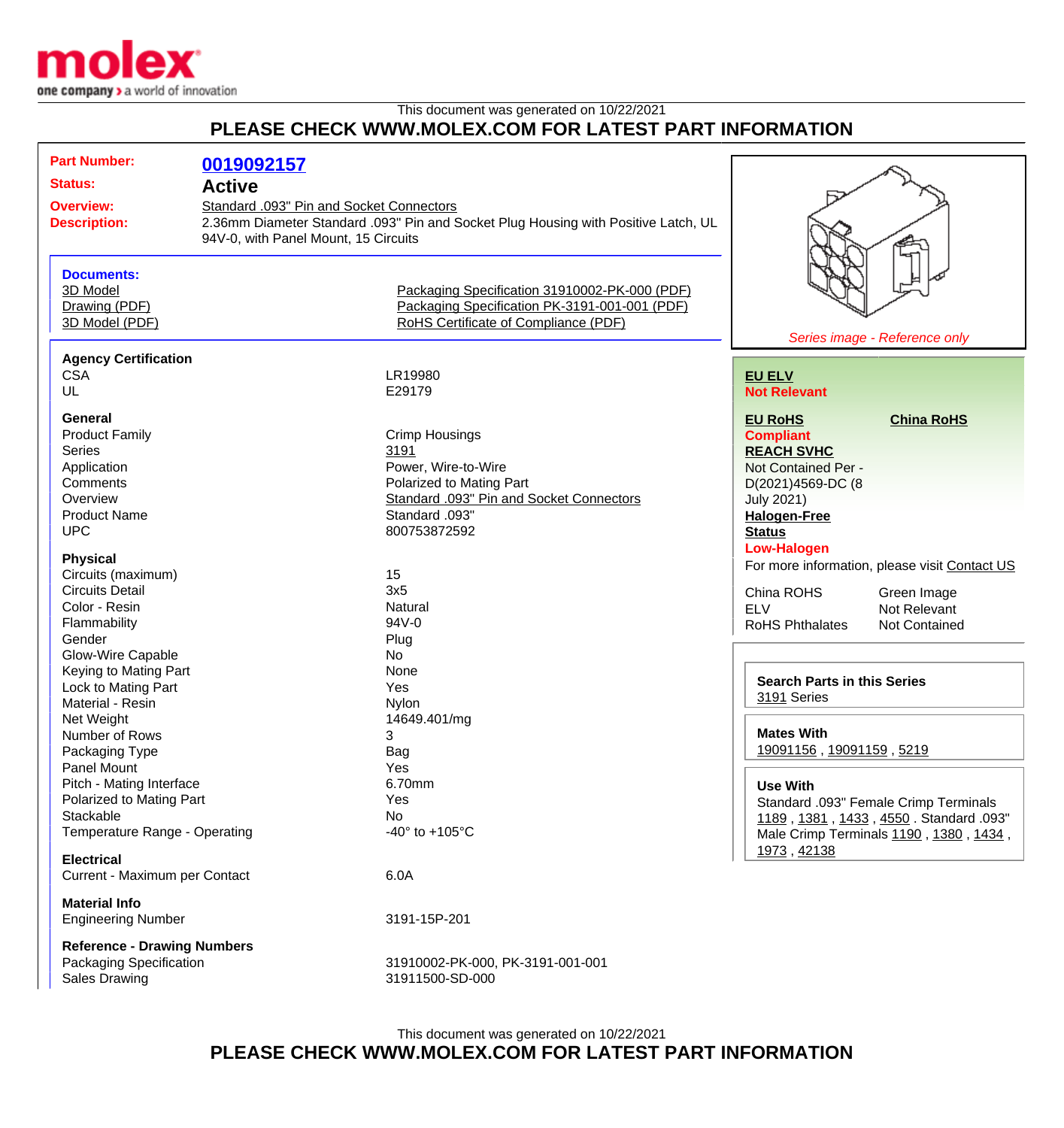This document was generated on 10/22/2021

# PLEASE CHECK WWW.MOLEX.COM FOR LATEST PART INFORMATION

| | |
|---|---|
| **Part Number:** | **0019092157** |
| **Status:** | **Active** |
| **Overview:** | Standard .093" Pin and Socket Connectors |
| **Description:** | 2.36mm Diameter Standard .093" Pin and Socket Plug Housing with Positive Latch, UL 94V-0, with Panel Mount, 15 Circuits |

**Documents:**

- 3D Model
- Drawing (PDF)
- 3D Model (PDF)
- Packaging Specification 31910002-PK-000 (PDF)
- Packaging Specification PK-3191-001-001 (PDF)
- RoHS Certificate of Compliance (PDF)

*Series image - Reference only*

**Agency Certification**

| | |
|---|---|
| CSA | LR19980 |
| UL | E29179 |

**General**

| | |
|---|---|
| Product Family | Crimp Housings |
| Series | 3191 |
| Application | Power, Wire-to-Wire |
| Comments | Polarized to Mating Part |
| Overview | Standard .093" Pin and Socket Connectors |
| Product Name | Standard .093" |
| UPC | 800753872592 |

**Physical**

| | |
|---|---|
| Circuits (maximum) | 15 |
| Circuits Detail | 3x5 |
| Color - Resin | Natural |
| Flammability | 94V-0 |
| Gender | Plug |
| Glow-Wire Capable | No |
| Keying to Mating Part | None |
| Lock to Mating Part | Yes |
| Material - Resin | Nylon |
| Net Weight | 14649.401/mg |
| Number of Rows | 3 |
| Packaging Type | Bag |
| Panel Mount | Yes |
| Pitch - Mating Interface | 6.70mm |
| Polarized to Mating Part | Yes |
| Stackable | No |
| Temperature Range - Operating | -40° to +105°C |

**Electrical**

| | |
|---|---|
| Current - Maximum per Contact | 6.0A |

**Material Info**

| | |
|---|---|
| Engineering Number | 3191-15P-201 |

**Reference - Drawing Numbers**

| | |
|---|---|
| Packaging Specification | 31910002-PK-000, PK-3191-001-001 |
| Sales Drawing | 31911500-SD-000 |

**EU ELV**
**Not Relevant**

**EU RoHS** **China RoHS**
**Compliant**

**REACH SVHC**
Not Contained Per - D(2021)4569-DC (8 July 2021)

**Halogen-Free Status**
**Low-Halogen**

For more information, please visit Contact US

| | |
|---|---|
| China ROHS | Green Image |
| ELV | Not Relevant |
| RoHS Phthalates | Not Contained |

**Search Parts in this Series**
3191 Series

**Mates With**
19091156 , 19091159 , 5219

**Use With**
Standard .093" Female Crimp Terminals 1189 , 1381 , 1433 , 4550 . Standard .093" Male Crimp Terminals 1190 , 1380 , 1434 , 1973 , 42138

This document was generated on 10/22/2021

# PLEASE CHECK WWW.MOLEX.COM FOR LATEST PART INFORMATION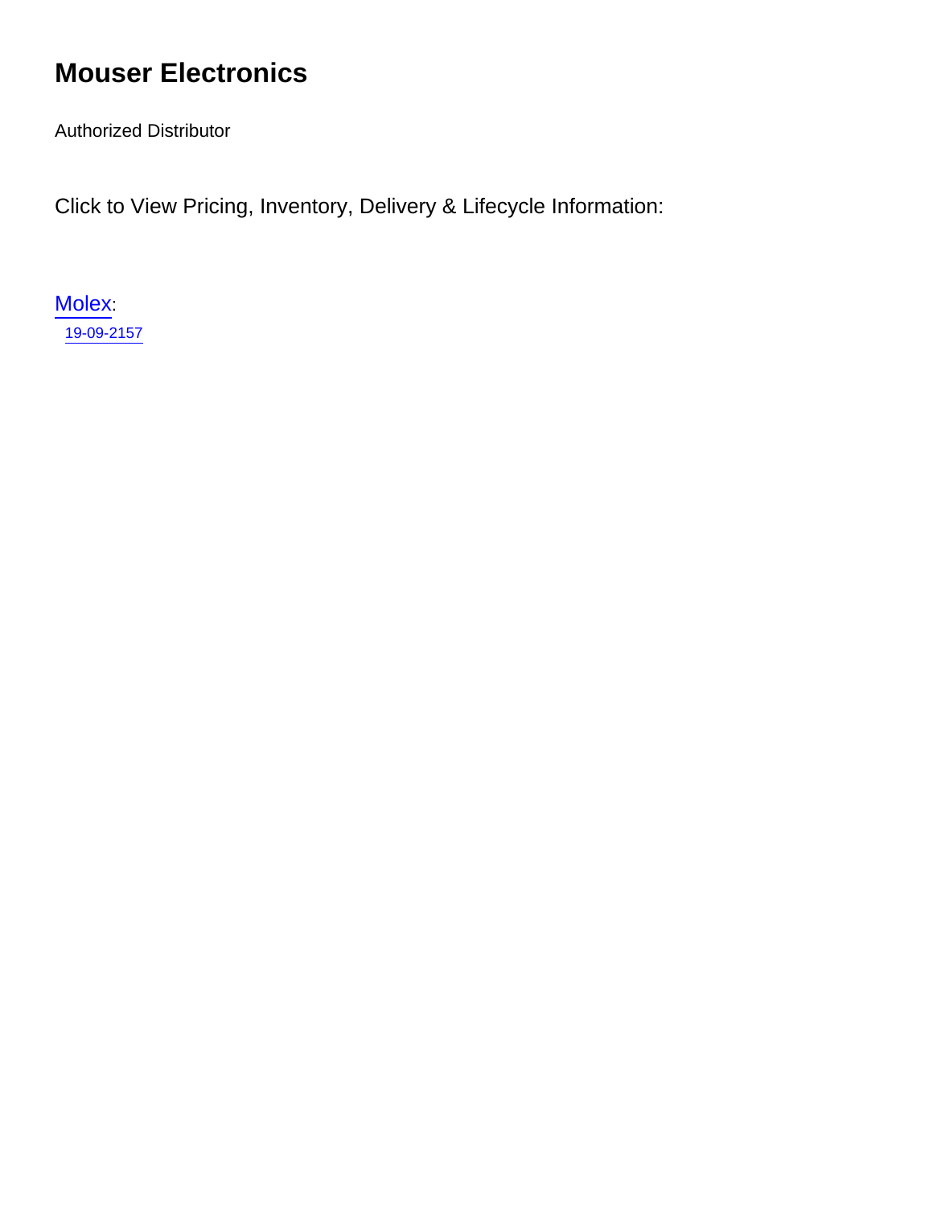# Mouser Electronics

Authorized Distributor

Click to View Pricing, Inventory, Delivery & Lifecycle Information:

Molex:

19-09-2157